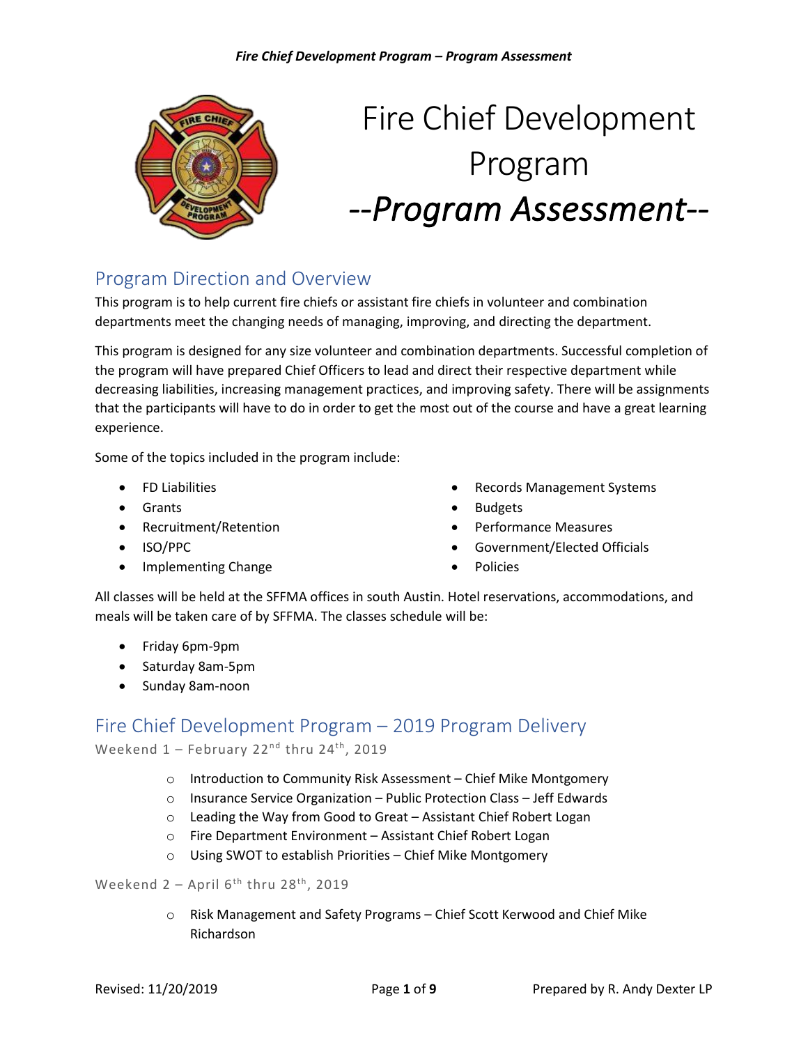# Fire Chief Development Program

# *--Program Assessment--*

## Program Direction and Overview

This program is to help current fire chiefs or assistant fire chiefs in volunteer and combination departments meet the changing needs of managing, improving, and directing the department.

This program is designed for any size volunteer and combination departments. Successful completion of the program will have prepared Chief Officers to lead and direct their respective department while decreasing liabilities, increasing management practices, and improving safety. There will be assignments that the participants will have to do in order to get the most out of the course and have a great learning experience.

Some of the topics included in the program include:

- FD Liabilities
- Grants
- Recruitment/Retention
- ISO/PPC
- Implementing Change
- Records Management Systems
- Budgets
- Performance Measures
- Government/Elected Officials
- Policies

All classes will be held at the SFFMA offices in south Austin. Hotel reservations, accommodations, and meals will be taken care of by SFFMA. The classes schedule will be:

- Friday 6pm-9pm
- Saturday 8am-5pm
- Sunday 8am-noon

## Fire Chief Development Program – 2019 Program Delivery

### Weekend 1 – February 22nd thru 24th, 2019

- Introduction to Community Risk Assessment – Chief Mike Montgomery
- Insurance Service Organization – Public Protection Class – Jeff Edwards
- Leading the Way from Good to Great – Assistant Chief Robert Logan
- Fire Department Environment – Assistant Chief Robert Logan
- Using SWOT to establish Priorities – Chief Mike Montgomery

### Weekend 2 – April 6th thru 28th, 2019

- Risk Management and Safety Programs – Chief Scott Kerwood and Chief Mike Richardson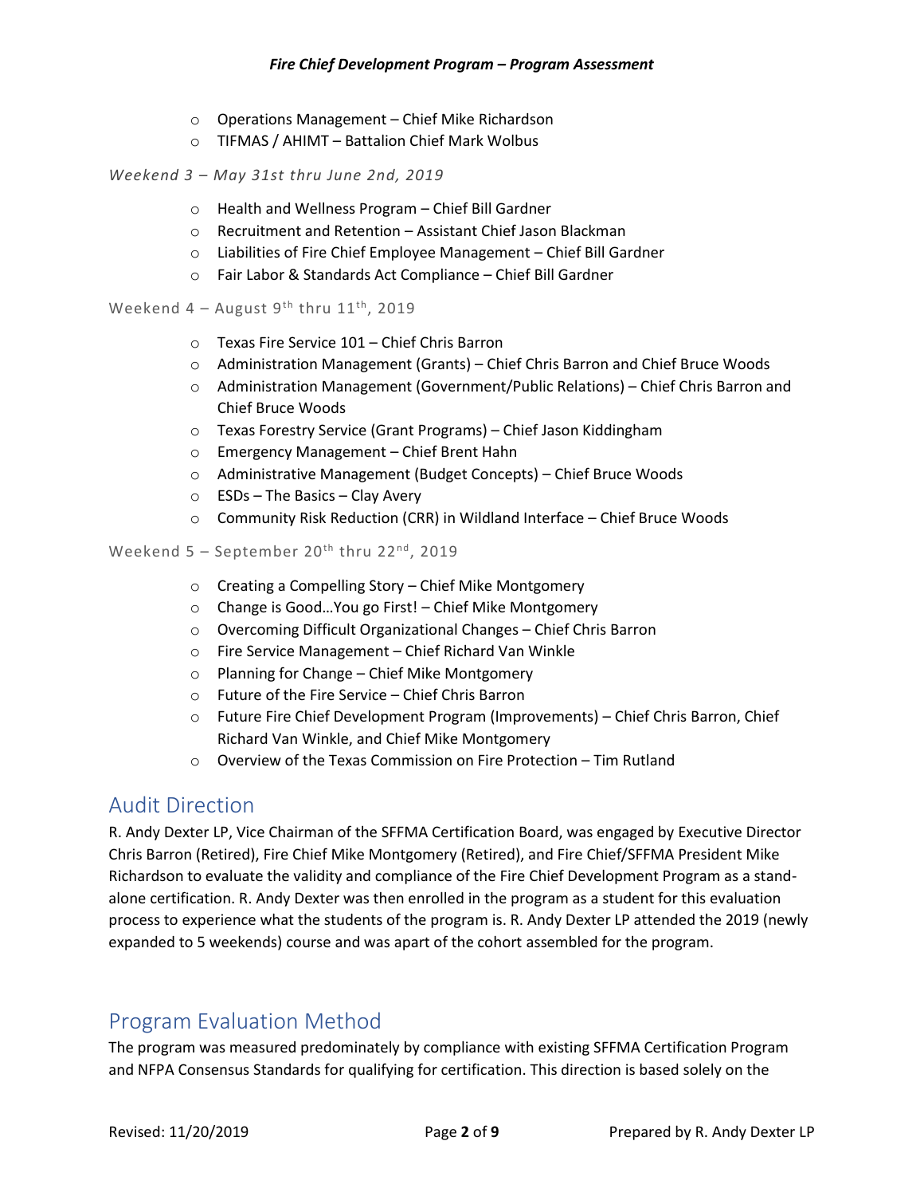- Operations Management – Chief Mike Richardson
- TIFMAS / AHIMT – Battalion Chief Mark Wolbus

*Weekend 3 – May 31st thru June 2nd, 2019*

- Health and Wellness Program – Chief Bill Gardner
- Recruitment and Retention – Assistant Chief Jason Blackman
- Liabilities of Fire Chief Employee Management – Chief Bill Gardner
- Fair Labor & Standards Act Compliance – Chief Bill Gardner

Weekend 4 – August 9th thru 11th, 2019

- Texas Fire Service 101 – Chief Chris Barron
- Administration Management (Grants) – Chief Chris Barron and Chief Bruce Woods
- Administration Management (Government/Public Relations) – Chief Chris Barron and Chief Bruce Woods
- Texas Forestry Service (Grant Programs) – Chief Jason Kiddingham
- Emergency Management – Chief Brent Hahn
- Administrative Management (Budget Concepts) – Chief Bruce Woods
- ESDs – The Basics – Clay Avery
- Community Risk Reduction (CRR) in Wildland Interface – Chief Bruce Woods

Weekend 5 – September 20th thru 22nd, 2019

- Creating a Compelling Story – Chief Mike Montgomery
- Change is Good…You go First! – Chief Mike Montgomery
- Overcoming Difficult Organizational Changes – Chief Chris Barron
- Fire Service Management – Chief Richard Van Winkle
- Planning for Change – Chief Mike Montgomery
- Future of the Fire Service – Chief Chris Barron
- Future Fire Chief Development Program (Improvements) – Chief Chris Barron, Chief Richard Van Winkle, and Chief Mike Montgomery
- Overview of the Texas Commission on Fire Protection – Tim Rutland

## Audit Direction

R. Andy Dexter LP, Vice Chairman of the SFFMA Certification Board, was engaged by Executive Director Chris Barron (Retired), Fire Chief Mike Montgomery (Retired), and Fire Chief/SFFMA President Mike Richardson to evaluate the validity and compliance of the Fire Chief Development Program as a stand-alone certification. R. Andy Dexter was then enrolled in the program as a student for this evaluation process to experience what the students of the program is. R. Andy Dexter LP attended the 2019 (newly expanded to 5 weekends) course and was apart of the cohort assembled for the program.

## Program Evaluation Method

The program was measured predominately by compliance with existing SFFMA Certification Program and NFPA Consensus Standards for qualifying for certification. This direction is based solely on the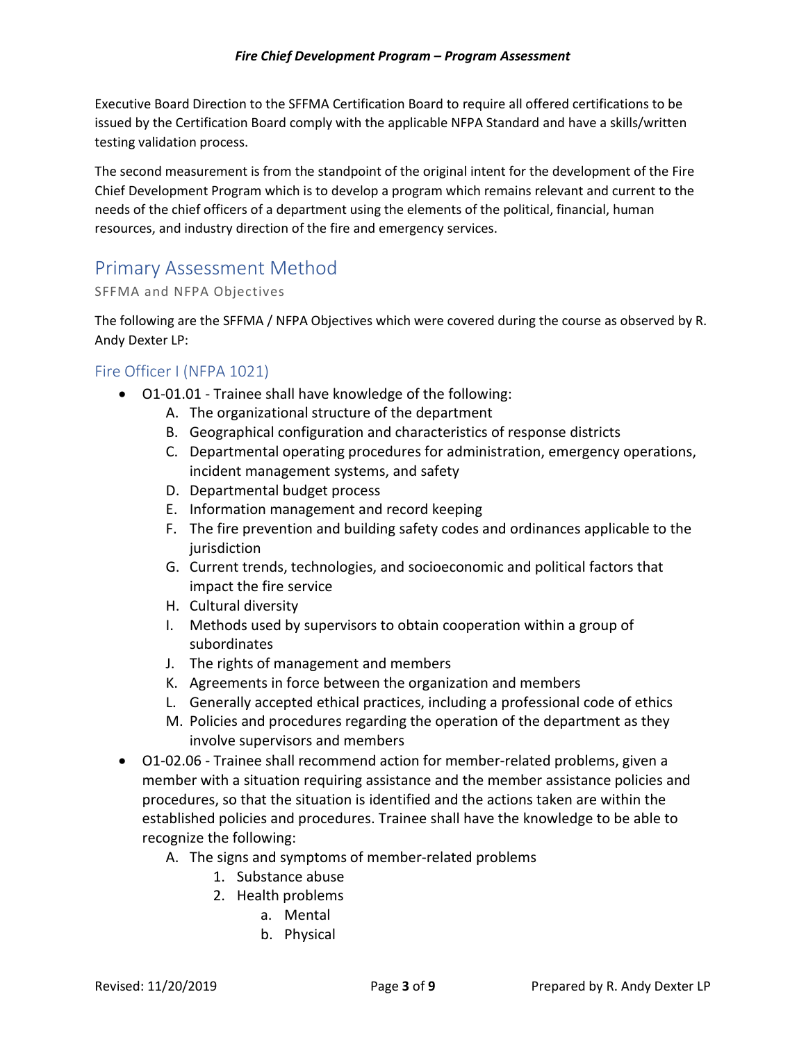Executive Board Direction to the SFFMA Certification Board to require all offered certifications to be issued by the Certification Board comply with the applicable NFPA Standard and have a skills/written testing validation process.

The second measurement is from the standpoint of the original intent for the development of the Fire Chief Development Program which is to develop a program which remains relevant and current to the needs of the chief officers of a department using the elements of the political, financial, human resources, and industry direction of the fire and emergency services.

# Primary Assessment Method

SFFMA and NFPA Objectives

The following are the SFFMA / NFPA Objectives which were covered during the course as observed by R. Andy Dexter LP:

## Fire Officer I (NFPA 1021)

- O1-01.01 - Trainee shall have knowledge of the following:
    A. The organizational structure of the department
    B. Geographical configuration and characteristics of response districts
    C. Departmental operating procedures for administration, emergency operations, incident management systems, and safety
    D. Departmental budget process
    E. Information management and record keeping
    F. The fire prevention and building safety codes and ordinances applicable to the jurisdiction
    G. Current trends, technologies, and socioeconomic and political factors that impact the fire service
    H. Cultural diversity
    I. Methods used by supervisors to obtain cooperation within a group of subordinates
    J. The rights of management and members
    K. Agreements in force between the organization and members
    L. Generally accepted ethical practices, including a professional code of ethics
    M. Policies and procedures regarding the operation of the department as they involve supervisors and members
- O1-02.06 - Trainee shall recommend action for member-related problems, given a member with a situation requiring assistance and the member assistance policies and procedures, so that the situation is identified and the actions taken are within the established policies and procedures. Trainee shall have the knowledge to be able to recognize the following:
    A. The signs and symptoms of member-related problems
        1. Substance abuse
        2. Health problems
            a. Mental
            b. Physical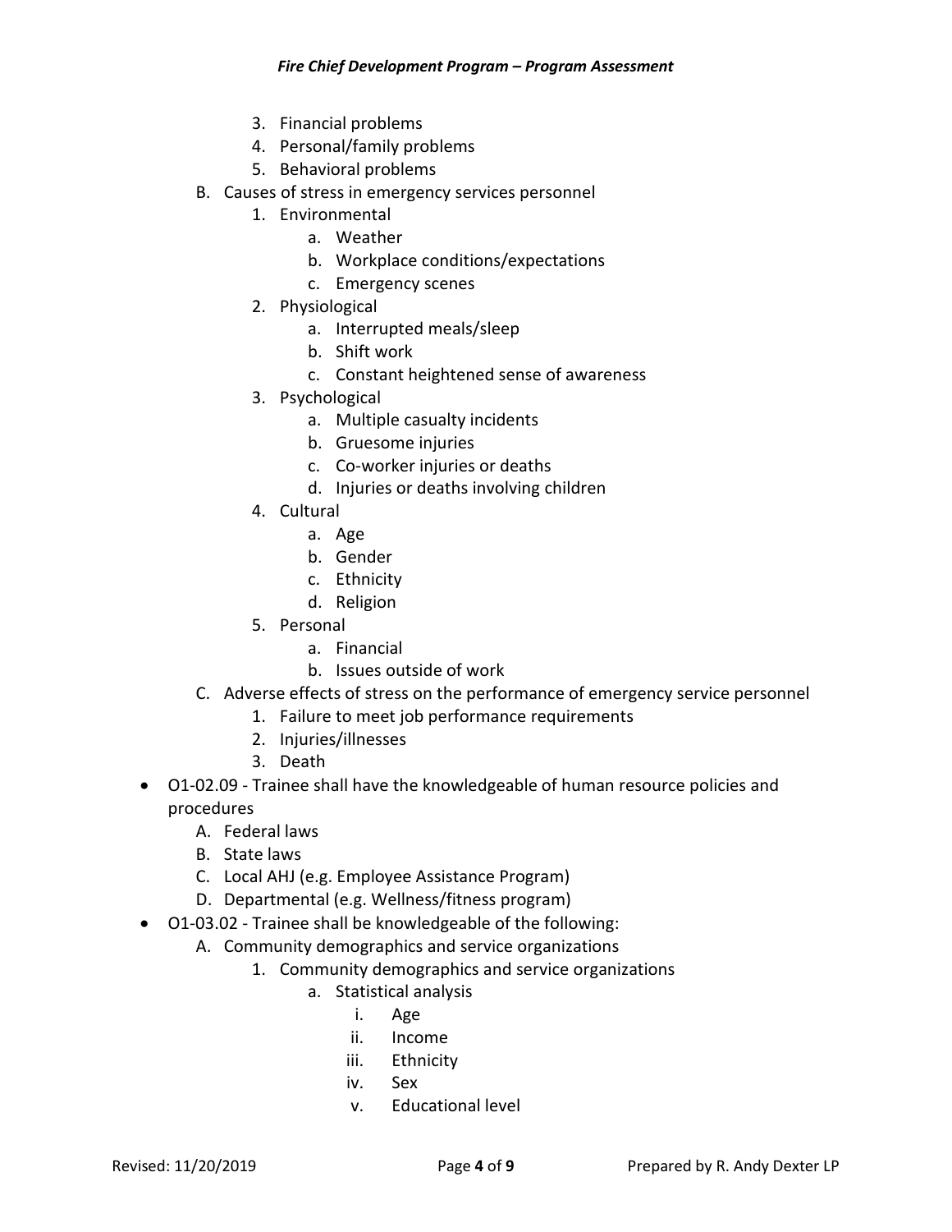3. Financial problems
4. Personal/family problems
5. Behavioral problems

B. Causes of stress in emergency services personnel
   1. Environmental
      a. Weather
      b. Workplace conditions/expectations
      c. Emergency scenes
   2. Physiological
      a. Interrupted meals/sleep
      b. Shift work
      c. Constant heightened sense of awareness
   3. Psychological
      a. Multiple casualty incidents
      b. Gruesome injuries
      c. Co-worker injuries or deaths
      d. Injuries or deaths involving children
   4. Cultural
      a. Age
      b. Gender
      c. Ethnicity
      d. Religion
   5. Personal
      a. Financial
      b. Issues outside of work

C. Adverse effects of stress on the performance of emergency service personnel
   1. Failure to meet job performance requirements
   2. Injuries/illnesses
   3. Death

- O1-02.09 - Trainee shall have the knowledgeable of human resource policies and procedures
  A. Federal laws
  B. State laws
  C. Local AHJ (e.g. Employee Assistance Program)
  D. Departmental (e.g. Wellness/fitness program)
- O1-03.02 - Trainee shall be knowledgeable of the following:
  A. Community demographics and service organizations
     1. Community demographics and service organizations
        a. Statistical analysis
           i. Age
           ii. Income
           iii. Ethnicity
           iv. Sex
           v. Educational level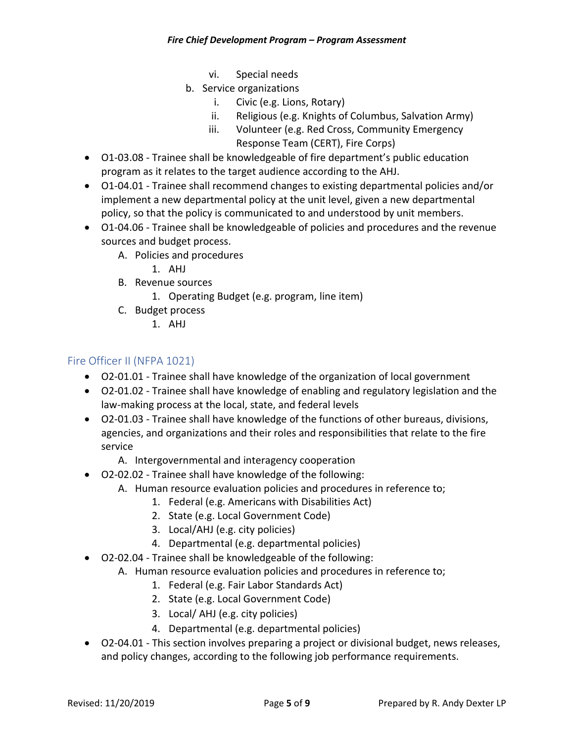vi. Special needs

b. Service organizations
   i. Civic (e.g. Lions, Rotary)
   ii. Religious (e.g. Knights of Columbus, Salvation Army)
   iii. Volunteer (e.g. Red Cross, Community Emergency Response Team (CERT), Fire Corps)

- O1-03.08 - Trainee shall be knowledgeable of fire department's public education program as it relates to the target audience according to the AHJ.
- O1-04.01 - Trainee shall recommend changes to existing departmental policies and/or implement a new departmental policy at the unit level, given a new departmental policy, so that the policy is communicated to and understood by unit members.
- O1-04.06 - Trainee shall be knowledgeable of policies and procedures and the revenue sources and budget process.
    - A. Policies and procedures
        1. AHJ
    - B. Revenue sources
        1. Operating Budget (e.g. program, line item)
    - C. Budget process
        1. AHJ

## Fire Officer II (NFPA 1021)

- O2-01.01 - Trainee shall have knowledge of the organization of local government
- O2-01.02 - Trainee shall have knowledge of enabling and regulatory legislation and the law-making process at the local, state, and federal levels
- O2-01.03 - Trainee shall have knowledge of the functions of other bureaus, divisions, agencies, and organizations and their roles and responsibilities that relate to the fire service
    - A. Intergovernmental and interagency cooperation
- O2-02.02 - Trainee shall have knowledge of the following:
    - A. Human resource evaluation policies and procedures in reference to;
        1. Federal (e.g. Americans with Disabilities Act)
        2. State (e.g. Local Government Code)
        3. Local/AHJ (e.g. city policies)
        4. Departmental (e.g. departmental policies)
- O2-02.04 - Trainee shall be knowledgeable of the following:
    - A. Human resource evaluation policies and procedures in reference to;
        1. Federal (e.g. Fair Labor Standards Act)
        2. State (e.g. Local Government Code)
        3. Local/ AHJ (e.g. city policies)
        4. Departmental (e.g. departmental policies)
- O2-04.01 - This section involves preparing a project or divisional budget, news releases, and policy changes, according to the following job performance requirements.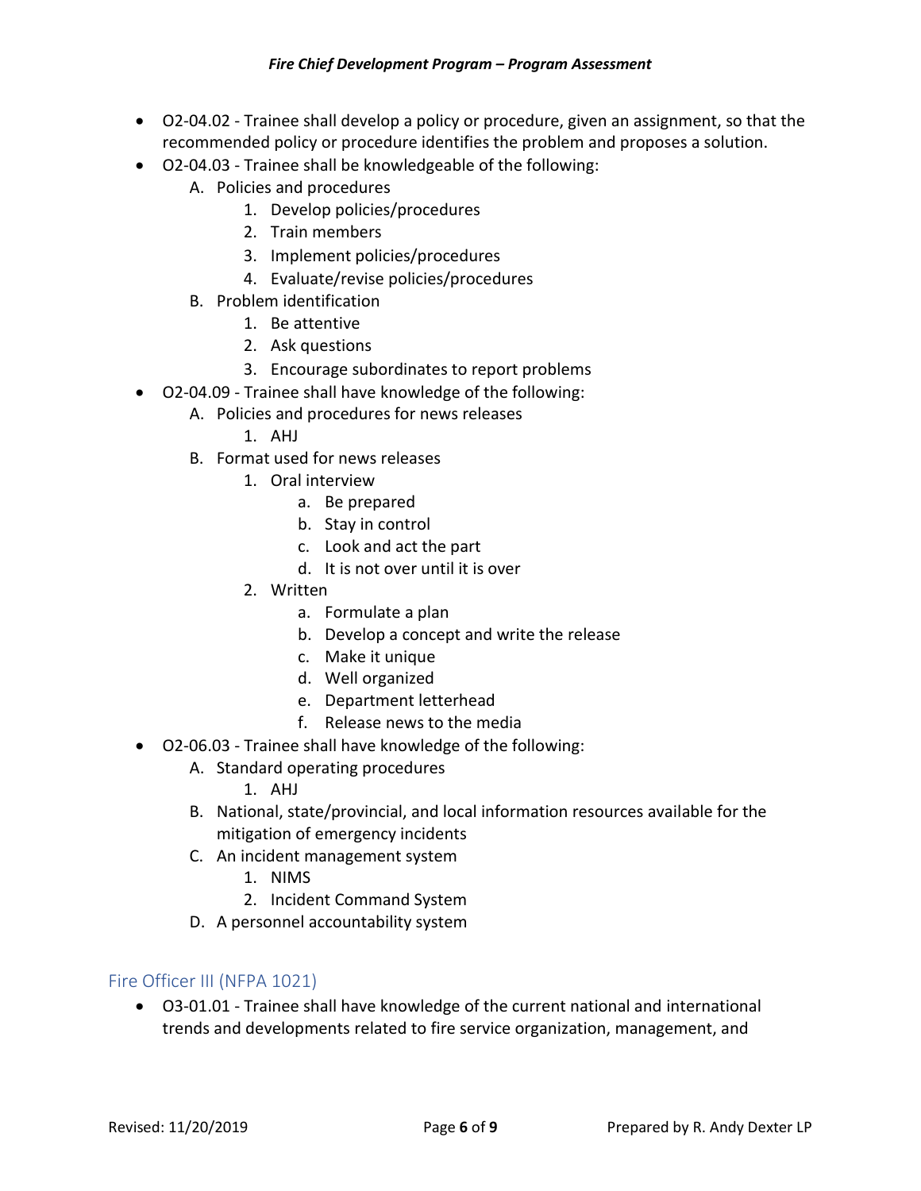- O2-04.02 - Trainee shall develop a policy or procedure, given an assignment, so that the recommended policy or procedure identifies the problem and proposes a solution.
- O2-04.03 - Trainee shall be knowledgeable of the following:
    A. Policies and procedures
        1. Develop policies/procedures
        2. Train members
        3. Implement policies/procedures
        4. Evaluate/revise policies/procedures
    B. Problem identification
        1. Be attentive
        2. Ask questions
        3. Encourage subordinates to report problems
- O2-04.09 - Trainee shall have knowledge of the following:
    A. Policies and procedures for news releases
        1. AHJ
    B. Format used for news releases
        1. Oral interview
            a. Be prepared
            b. Stay in control
            c. Look and act the part
            d. It is not over until it is over
        2. Written
            a. Formulate a plan
            b. Develop a concept and write the release
            c. Make it unique
            d. Well organized
            e. Department letterhead
            f. Release news to the media
- O2-06.03 - Trainee shall have knowledge of the following:
    A. Standard operating procedures
        1. AHJ
    B. National, state/provincial, and local information resources available for the mitigation of emergency incidents
    C. An incident management system
        1. NIMS
        2. Incident Command System
    D. A personnel accountability system

## Fire Officer III (NFPA 1021)

- O3-01.01 - Trainee shall have knowledge of the current national and international trends and developments related to fire service organization, management, and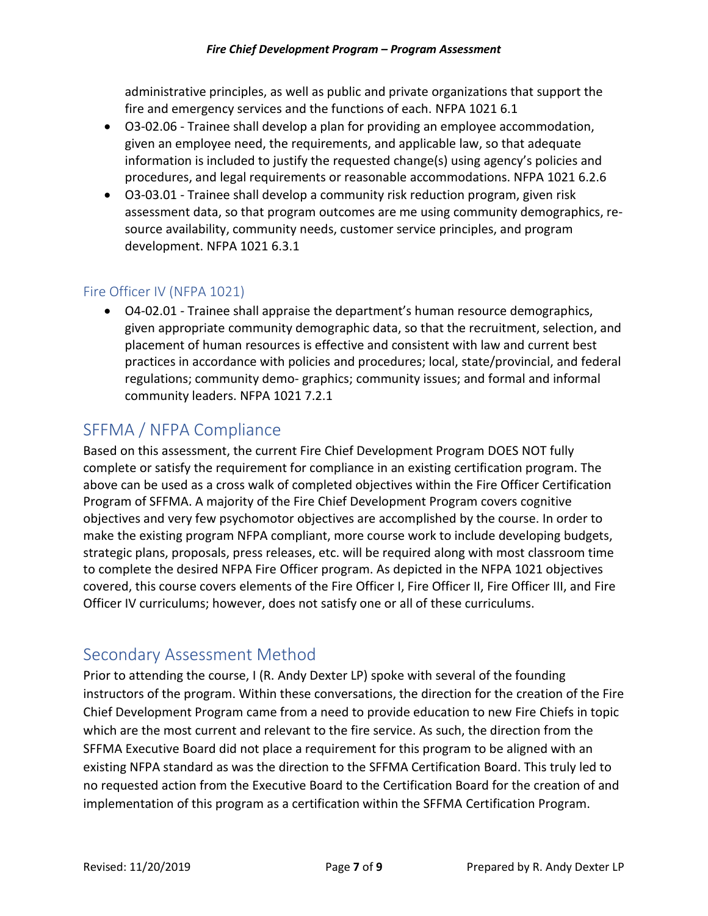administrative principles, as well as public and private organizations that support the fire and emergency services and the functions of each. NFPA 1021 6.1

- O3-02.06 - Trainee shall develop a plan for providing an employee accommodation, given an employee need, the requirements, and applicable law, so that adequate information is included to justify the requested change(s) using agency's policies and procedures, and legal requirements or reasonable accommodations. NFPA 1021 6.2.6
- O3-03.01 - Trainee shall develop a community risk reduction program, given risk assessment data, so that program outcomes are me using community demographics, re-source availability, community needs, customer service principles, and program development. NFPA 1021 6.3.1

### Fire Officer IV (NFPA 1021)

- O4-02.01 - Trainee shall appraise the department's human resource demographics, given appropriate community demographic data, so that the recruitment, selection, and placement of human resources is effective and consistent with law and current best practices in accordance with policies and procedures; local, state/provincial, and federal regulations; community demo- graphics; community issues; and formal and informal community leaders. NFPA 1021 7.2.1

## SFFMA / NFPA Compliance

Based on this assessment, the current Fire Chief Development Program DOES NOT fully complete or satisfy the requirement for compliance in an existing certification program. The above can be used as a cross walk of completed objectives within the Fire Officer Certification Program of SFFMA. A majority of the Fire Chief Development Program covers cognitive objectives and very few psychomotor objectives are accomplished by the course. In order to make the existing program NFPA compliant, more course work to include developing budgets, strategic plans, proposals, press releases, etc. will be required along with most classroom time to complete the desired NFPA Fire Officer program. As depicted in the NFPA 1021 objectives covered, this course covers elements of the Fire Officer I, Fire Officer II, Fire Officer III, and Fire Officer IV curriculums; however, does not satisfy one or all of these curriculums.

## Secondary Assessment Method

Prior to attending the course, I (R. Andy Dexter LP) spoke with several of the founding instructors of the program. Within these conversations, the direction for the creation of the Fire Chief Development Program came from a need to provide education to new Fire Chiefs in topic which are the most current and relevant to the fire service. As such, the direction from the SFFMA Executive Board did not place a requirement for this program to be aligned with an existing NFPA standard as was the direction to the SFFMA Certification Board. This truly led to no requested action from the Executive Board to the Certification Board for the creation of and implementation of this program as a certification within the SFFMA Certification Program.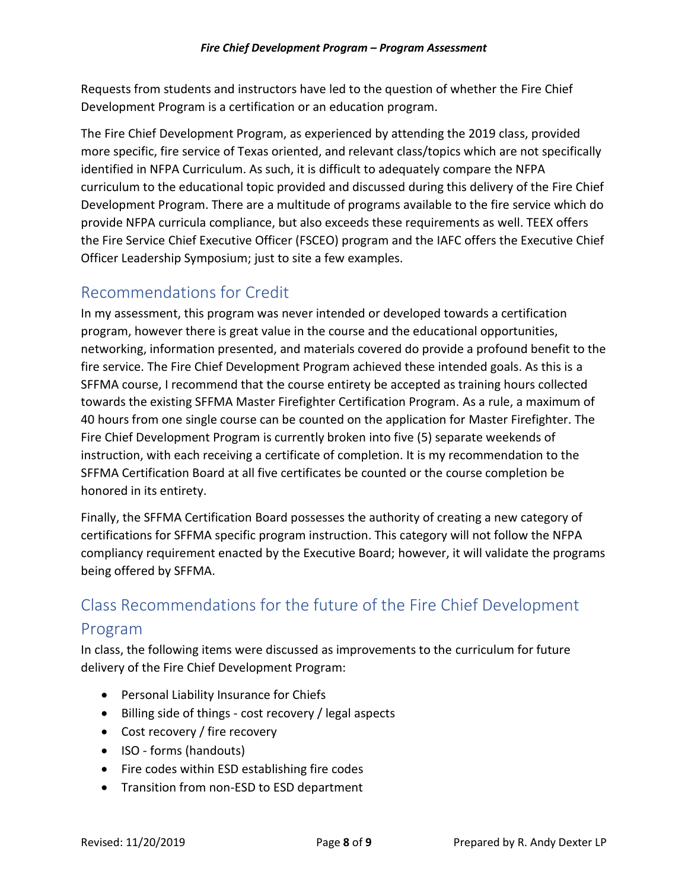Requests from students and instructors have led to the question of whether the Fire Chief Development Program is a certification or an education program.

The Fire Chief Development Program, as experienced by attending the 2019 class, provided more specific, fire service of Texas oriented, and relevant class/topics which are not specifically identified in NFPA Curriculum. As such, it is difficult to adequately compare the NFPA curriculum to the educational topic provided and discussed during this delivery of the Fire Chief Development Program. There are a multitude of programs available to the fire service which do provide NFPA curricula compliance, but also exceeds these requirements as well. TEEX offers the Fire Service Chief Executive Officer (FSCEO) program and the IAFC offers the Executive Chief Officer Leadership Symposium; just to site a few examples.

## Recommendations for Credit

In my assessment, this program was never intended or developed towards a certification program, however there is great value in the course and the educational opportunities, networking, information presented, and materials covered do provide a profound benefit to the fire service. The Fire Chief Development Program achieved these intended goals. As this is a SFFMA course, I recommend that the course entirety be accepted as training hours collected towards the existing SFFMA Master Firefighter Certification Program. As a rule, a maximum of 40 hours from one single course can be counted on the application for Master Firefighter. The Fire Chief Development Program is currently broken into five (5) separate weekends of instruction, with each receiving a certificate of completion. It is my recommendation to the SFFMA Certification Board at all five certificates be counted or the course completion be honored in its entirety.

Finally, the SFFMA Certification Board possesses the authority of creating a new category of certifications for SFFMA specific program instruction. This category will not follow the NFPA compliancy requirement enacted by the Executive Board; however, it will validate the programs being offered by SFFMA.

## Class Recommendations for the future of the Fire Chief Development Program

In class, the following items were discussed as improvements to the curriculum for future delivery of the Fire Chief Development Program:

- Personal Liability Insurance for Chiefs
- Billing side of things - cost recovery / legal aspects
- Cost recovery / fire recovery
- ISO - forms (handouts)
- Fire codes within ESD establishing fire codes
- Transition from non-ESD to ESD department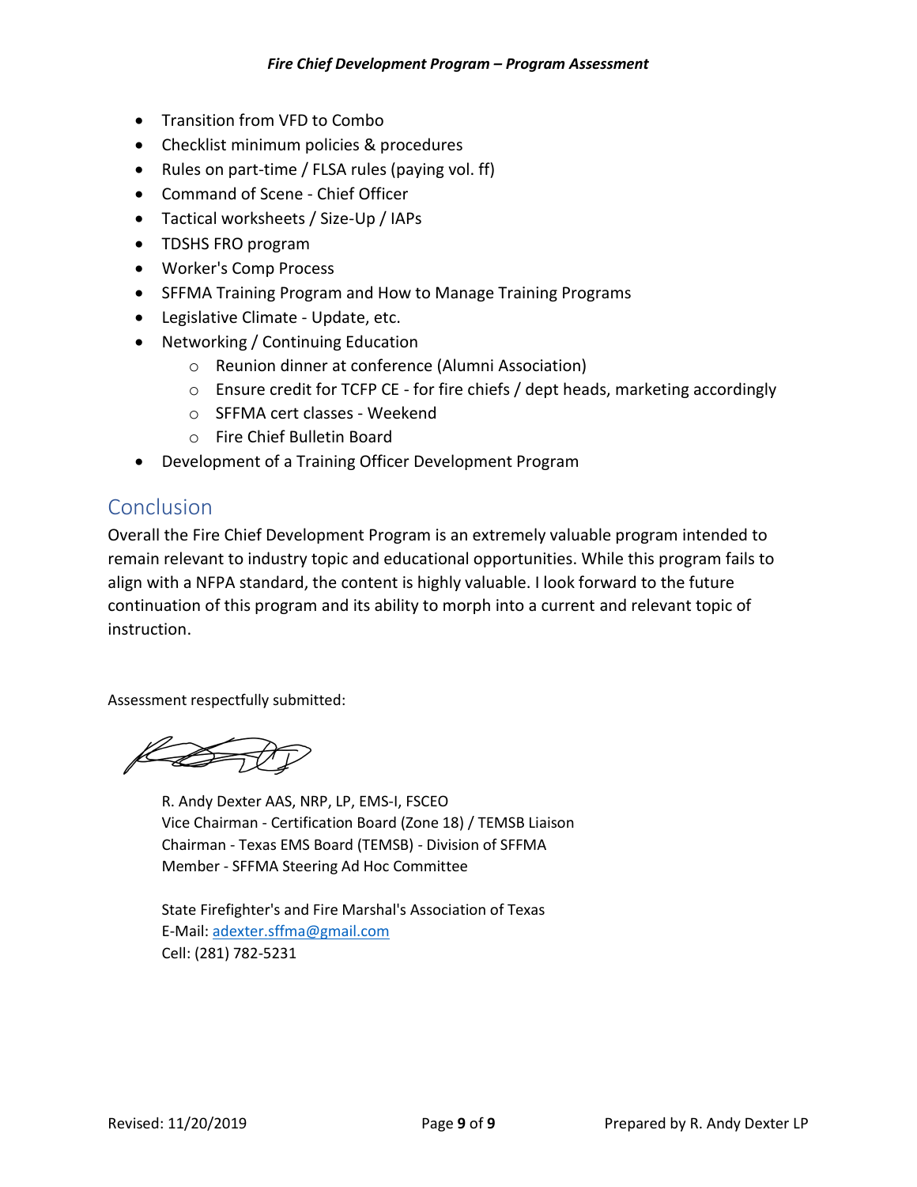- Transition from VFD to Combo
- Checklist minimum policies & procedures
- Rules on part-time / FLSA rules (paying vol. ff)
- Command of Scene - Chief Officer
- Tactical worksheets / Size-Up / IAPs
- TDSHS FRO program
- Worker's Comp Process
- SFFMA Training Program and How to Manage Training Programs
- Legislative Climate - Update, etc.
- Networking / Continuing Education
  - Reunion dinner at conference (Alumni Association)
  - Ensure credit for TCFP CE - for fire chiefs / dept heads, marketing accordingly
  - SFFMA cert classes - Weekend
  - Fire Chief Bulletin Board
- Development of a Training Officer Development Program

## Conclusion

Overall the Fire Chief Development Program is an extremely valuable program intended to remain relevant to industry topic and educational opportunities. While this program fails to align with a NFPA standard, the content is highly valuable. I look forward to the future continuation of this program and its ability to morph into a current and relevant topic of instruction.

Assessment respectfully submitted:

R. Andy Dexter AAS, NRP, LP, EMS-I, FSCEO
Vice Chairman - Certification Board (Zone 18) / TEMSB Liaison
Chairman - Texas EMS Board (TEMSB) - Division of SFFMA
Member - SFFMA Steering Ad Hoc Committee

State Firefighter's and Fire Marshal's Association of Texas
E-Mail: adexter.sffma@gmail.com
Cell: (281) 782-5231